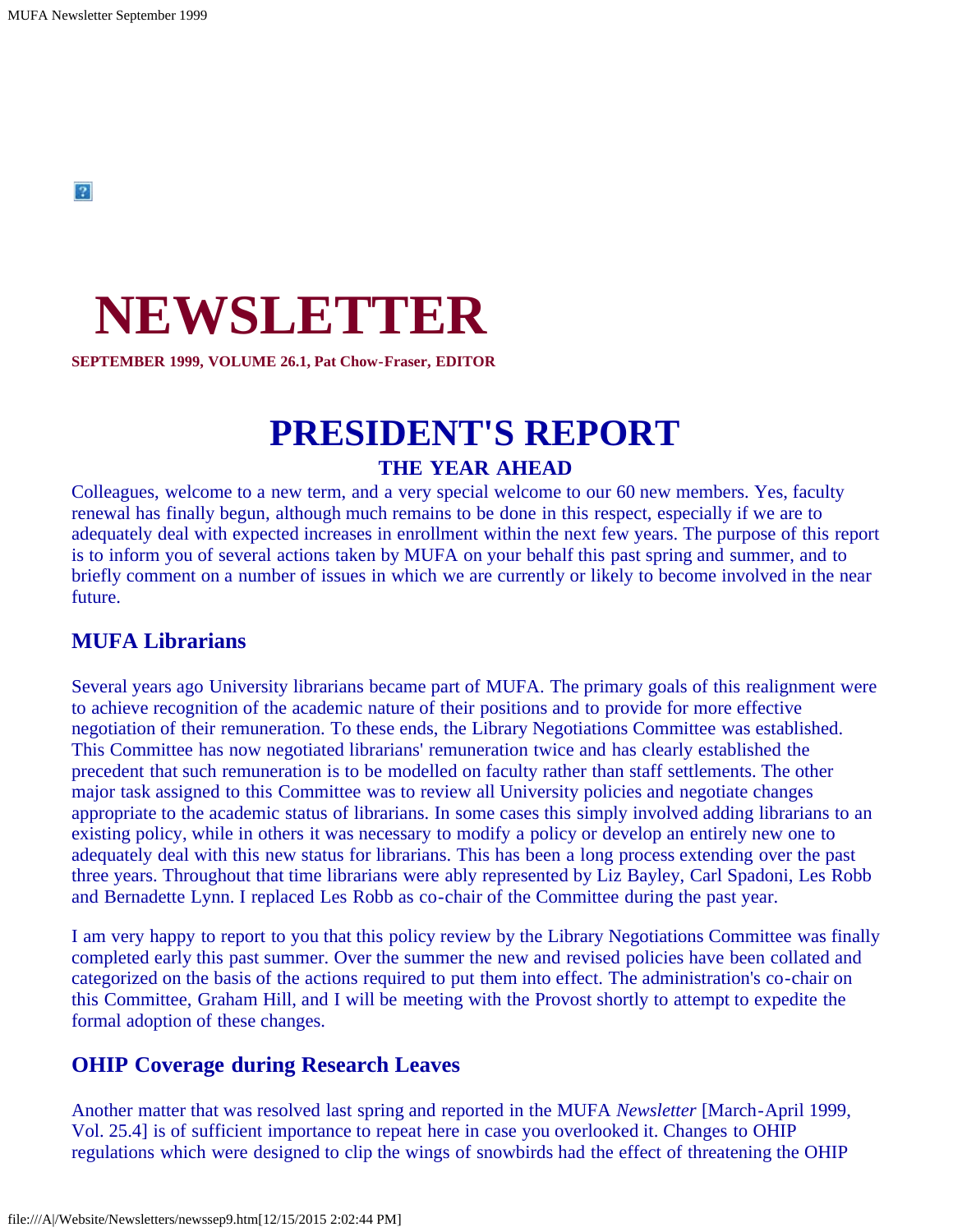# NEWSLETTER

**SEPTEMBER 1999, VOLUME 26.1, Pat Chow-Fraser, EDITOR**

# PRESIDENT'S REPORT

### THE YEAR AHEAD

Colleagues, welcome to a new term, and a very special welcome to our 60 new members. Yes, faculty renewal has finally begun, although much remains to be done in this respect, especially if we are to adequately deal with expected increases in enrollment within the next few years. The purpose of this report is to inform you of several actions taken by MUFA on your behalf this past spring and summer, and to briefly comment on a number of issues in which we are currently or likely to become involved in the near future.

## MUFA Librarians

Several years ago University librarians became part of MUFA. The primary goals of this realignment were to achieve recognition of the academic nature of their positions and to provide for more effective negotiation of their remuneration. To these ends, the Library Negotiations Committee was established. This Committee has now negotiated librarians' remuneration twice and has clearly established the precedent that such remuneration is to be modelled on faculty rather than staff settlements. The other major task assigned to this Committee was to review all University policies and negotiate changes appropriate to the academic status of librarians. In some cases this simply involved adding librarians to an existing policy, while in others it was necessary to modify a policy or develop an entirely new one to adequately deal with this new status for librarians. This has been a long process extending over the past three years. Throughout that time librarians were ably represented by Liz Bayley, Carl Spadoni, Les Robb and Bernadette Lynn. I replaced Les Robb as co-chair of the Committee during the past year.

I am very happy to report to you that this policy review by the Library Negotiations Committee was finally completed early this past summer. Over the summer the new and revised policies have been collated and categorized on the basis of the actions required to put them into effect. The administration's co-chair on this Committee, Graham Hill, and I will be meeting with the Provost shortly to attempt to expedite the formal adoption of these changes.

## OHIP Coverage during Research Leaves

Another matter that was resolved last spring and reported in the MUFA *Newsletter* [March-April 1999, Vol. 25.4] is of sufficient importance to repeat here in case you overlooked it. Changes to OHIP regulations which were designed to clip the wings of snowbirds had the effect of threatening the OHIP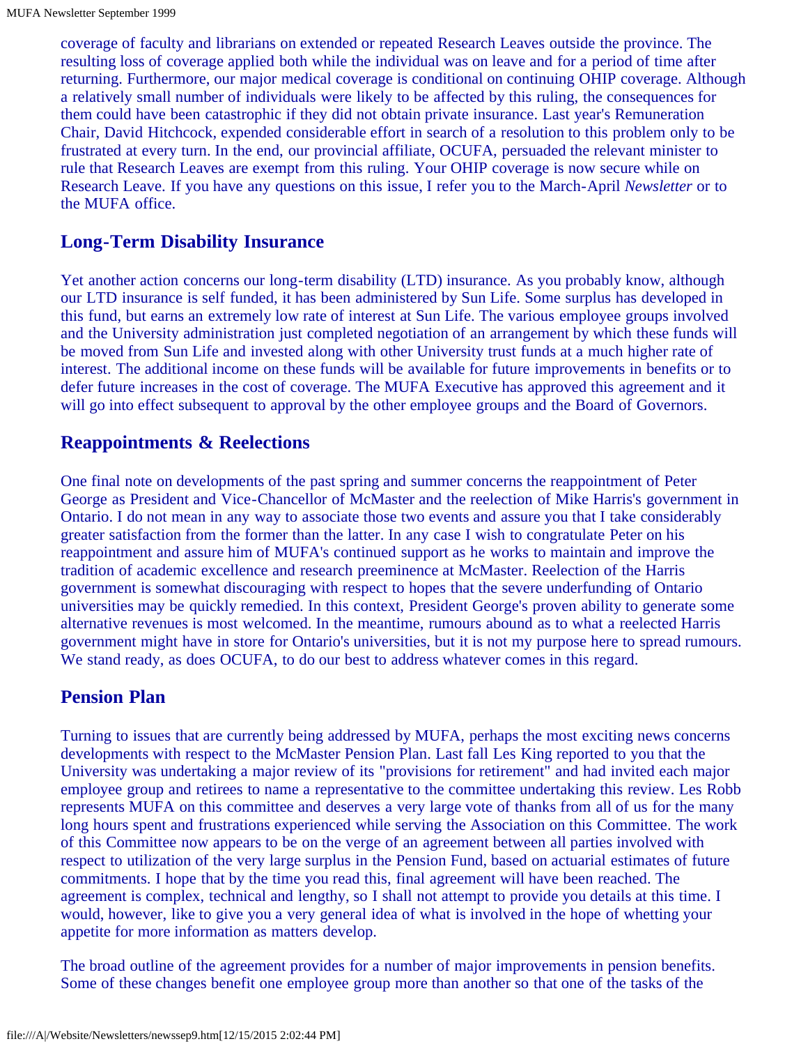coverage of faculty and librarians on extended or repeated Research Leaves outside the province. The resulting loss of coverage applied both while the individual was on leave and for a period of time after returning. Furthermore, our major medical coverage is conditional on continuing OHIP coverage. Although a relatively small number of individuals were likely to be affected by this ruling, the consequences for them could have been catastrophic if they did not obtain private insurance. Last year's Remuneration Chair, David Hitchcock, expended considerable effort in search of a resolution to this problem only to be frustrated at every turn. In the end, our provincial affiliate, OCUFA, persuaded the relevant minister to rule that Research Leaves are exempt from this ruling. Your OHIP coverage is now secure while on Research Leave. If you have any questions on this issue, I refer you to the March-April *Newsletter* or to the MUFA office.

## Long-Term Disability Insurance

Yet another action concerns our long-term disability (LTD) insurance. As you probably know, although our LTD insurance is self funded, it has been administered by Sun Life. Some surplus has developed in this fund, but earns an extremely low rate of interest at Sun Life. The various employee groups involved and the University administration just completed negotiation of an arrangement by which these funds will be moved from Sun Life and invested along with other University trust funds at a much higher rate of interest. The additional income on these funds will be available for future improvements in benefits or to defer future increases in the cost of coverage. The MUFA Executive has approved this agreement and it will go into effect subsequent to approval by the other employee groups and the Board of Governors.

## Reappointments & Reelections

One final note on developments of the past spring and summer concerns the reappointment of Peter George as President and Vice-Chancellor of McMaster and the reelection of Mike Harris's government in Ontario. I do not mean in any way to associate those two events and assure you that I take considerably greater satisfaction from the former than the latter. In any case I wish to congratulate Peter on his reappointment and assure him of MUFA's continued support as he works to maintain and improve the tradition of academic excellence and research preeminence at McMaster. Reelection of the Harris government is somewhat discouraging with respect to hopes that the severe underfunding of Ontario universities may be quickly remedied. In this context, President George's proven ability to generate some alternative revenues is most welcomed. In the meantime, rumours abound as to what a reelected Harris government might have in store for Ontario's universities, but it is not my purpose here to spread rumours. We stand ready, as does OCUFA, to do our best to address whatever comes in this regard.

## Pension Plan

Turning to issues that are currently being addressed by MUFA, perhaps the most exciting news concerns developments with respect to the McMaster Pension Plan. Last fall Les King reported to you that the University was undertaking a major review of its "provisions for retirement" and had invited each major employee group and retirees to name a representative to the committee undertaking this review. Les Robb represents MUFA on this committee and deserves a very large vote of thanks from all of us for the many long hours spent and frustrations experienced while serving the Association on this Committee. The work of this Committee now appears to be on the verge of an agreement between all parties involved with respect to utilization of the very large surplus in the Pension Fund, based on actuarial estimates of future commitments. I hope that by the time you read this, final agreement will have been reached. The agreement is complex, technical and lengthy, so I shall not attempt to provide you details at this time. I would, however, like to give you a very general idea of what is involved in the hope of whetting your appetite for more information as matters develop.

The broad outline of the agreement provides for a number of major improvements in pension benefits. Some of these changes benefit one employee group more than another so that one of the tasks of the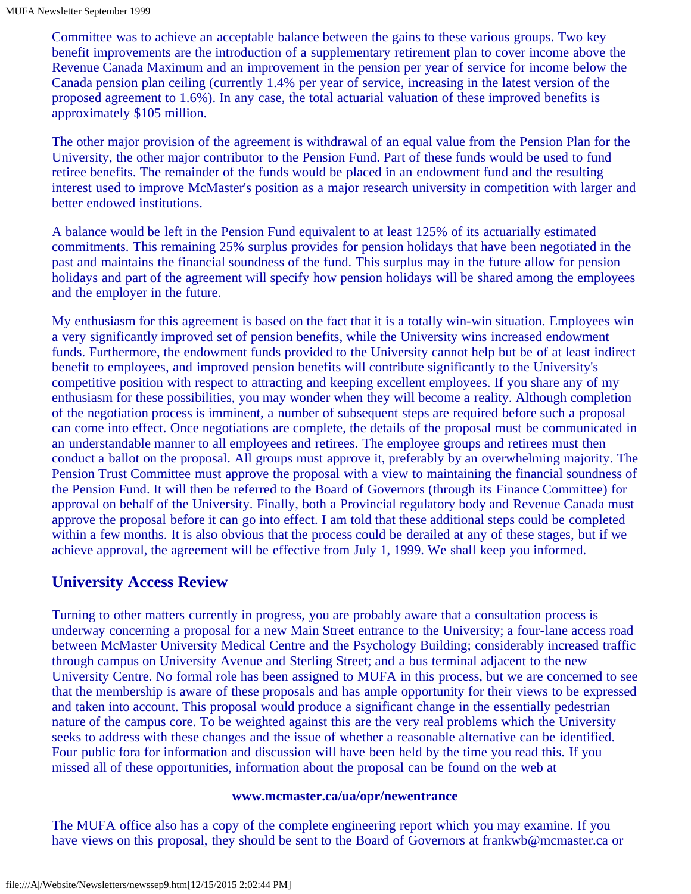Committee was to achieve an acceptable balance between the gains to these various groups. Two key benefit improvements are the introduction of a supplementary retirement plan to cover income above the Revenue Canada Maximum and an improvement in the pension per year of service for income below the Canada pension plan ceiling (currently 1.4% per year of service, increasing in the latest version of the proposed agreement to 1.6%). In any case, the total actuarial valuation of these improved benefits is approximately $105 million.

The other major provision of the agreement is withdrawal of an equal value from the Pension Plan for the University, the other major contributor to the Pension Fund. Part of these funds would be used to fund retiree benefits. The remainder of the funds would be placed in an endowment fund and the resulting interest used to improve McMaster's position as a major research university in competition with larger and better endowed institutions.

A balance would be left in the Pension Fund equivalent to at least 125% of its actuarially estimated commitments. This remaining 25% surplus provides for pension holidays that have been negotiated in the past and maintains the financial soundness of the fund. This surplus may in the future allow for pension holidays and part of the agreement will specify how pension holidays will be shared among the employees and the employer in the future.

My enthusiasm for this agreement is based on the fact that it is a totally win-win situation. Employees win a very significantly improved set of pension benefits, while the University wins increased endowment funds. Furthermore, the endowment funds provided to the University cannot help but be of at least indirect benefit to employees, and improved pension benefits will contribute significantly to the University's competitive position with respect to attracting and keeping excellent employees. If you share any of my enthusiasm for these possibilities, you may wonder when they will become a reality. Although completion of the negotiation process is imminent, a number of subsequent steps are required before such a proposal can come into effect. Once negotiations are complete, the details of the proposal must be communicated in an understandable manner to all employees and retirees. The employee groups and retirees must then conduct a ballot on the proposal. All groups must approve it, preferably by an overwhelming majority. The Pension Trust Committee must approve the proposal with a view to maintaining the financial soundness of the Pension Fund. It will then be referred to the Board of Governors (through its Finance Committee) for approval on behalf of the University. Finally, both a Provincial regulatory body and Revenue Canada must approve the proposal before it can go into effect. I am told that these additional steps could be completed within a few months. It is also obvious that the process could be derailed at any of these stages, but if we achieve approval, the agreement will be effective from July 1, 1999. We shall keep you informed.

## University Access Review

Turning to other matters currently in progress, you are probably aware that a consultation process is underway concerning a proposal for a new Main Street entrance to the University; a four-lane access road between McMaster University Medical Centre and the Psychology Building; considerably increased traffic through campus on University Avenue and Sterling Street; and a bus terminal adjacent to the new University Centre. No formal role has been assigned to MUFA in this process, but we are concerned to see that the membership is aware of these proposals and has ample opportunity for their views to be expressed and taken into account. This proposal would produce a significant change in the essentially pedestrian nature of the campus core. To be weighted against this are the very real problems which the University seeks to address with these changes and the issue of whether a reasonable alternative can be identified. Four public fora for information and discussion will have been held by the time you read this. If you missed all of these opportunities, information about the proposal can be found on the web at

**www.mcmaster.ca/ua/opr/newentrance**

The MUFA office also has a copy of the complete engineering report which you may examine. If you have views on this proposal, they should be sent to the Board of Governors at frankwb@mcmaster.ca or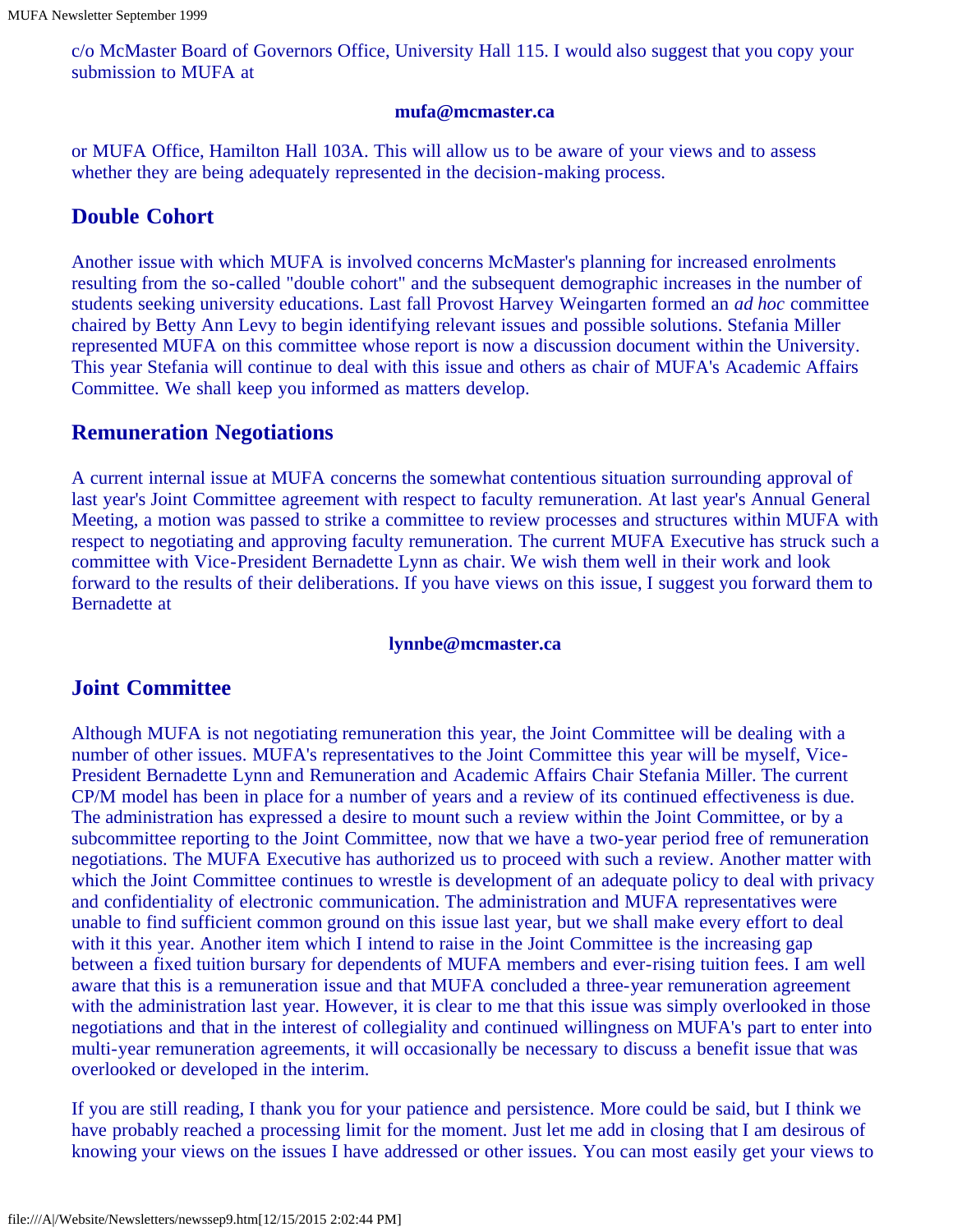c/o McMaster Board of Governors Office, University Hall 115. I would also suggest that you copy your submission to MUFA at

**mufa@mcmaster.ca**

or MUFA Office, Hamilton Hall 103A. This will allow us to be aware of your views and to assess whether they are being adequately represented in the decision-making process.

## Double Cohort

Another issue with which MUFA is involved concerns McMaster's planning for increased enrolments resulting from the so-called "double cohort" and the subsequent demographic increases in the number of students seeking university educations. Last fall Provost Harvey Weingarten formed an *ad hoc* committee chaired by Betty Ann Levy to begin identifying relevant issues and possible solutions. Stefania Miller represented MUFA on this committee whose report is now a discussion document within the University. This year Stefania will continue to deal with this issue and others as chair of MUFA's Academic Affairs Committee. We shall keep you informed as matters develop.

## Remuneration Negotiations

A current internal issue at MUFA concerns the somewhat contentious situation surrounding approval of last year's Joint Committee agreement with respect to faculty remuneration. At last year's Annual General Meeting, a motion was passed to strike a committee to review processes and structures within MUFA with respect to negotiating and approving faculty remuneration. The current MUFA Executive has struck such a committee with Vice-President Bernadette Lynn as chair. We wish them well in their work and look forward to the results of their deliberations. If you have views on this issue, I suggest you forward them to Bernadette at

**lynnbe@mcmaster.ca**

## Joint Committee

Although MUFA is not negotiating remuneration this year, the Joint Committee will be dealing with a number of other issues. MUFA's representatives to the Joint Committee this year will be myself, Vice-President Bernadette Lynn and Remuneration and Academic Affairs Chair Stefania Miller. The current CP/M model has been in place for a number of years and a review of its continued effectiveness is due. The administration has expressed a desire to mount such a review within the Joint Committee, or by a subcommittee reporting to the Joint Committee, now that we have a two-year period free of remuneration negotiations. The MUFA Executive has authorized us to proceed with such a review. Another matter with which the Joint Committee continues to wrestle is development of an adequate policy to deal with privacy and confidentiality of electronic communication. The administration and MUFA representatives were unable to find sufficient common ground on this issue last year, but we shall make every effort to deal with it this year. Another item which I intend to raise in the Joint Committee is the increasing gap between a fixed tuition bursary for dependents of MUFA members and ever-rising tuition fees. I am well aware that this is a remuneration issue and that MUFA concluded a three-year remuneration agreement with the administration last year. However, it is clear to me that this issue was simply overlooked in those negotiations and that in the interest of collegiality and continued willingness on MUFA's part to enter into multi-year remuneration agreements, it will occasionally be necessary to discuss a benefit issue that was overlooked or developed in the interim.

If you are still reading, I thank you for your patience and persistence. More could be said, but I think we have probably reached a processing limit for the moment. Just let me add in closing that I am desirous of knowing your views on the issues I have addressed or other issues. You can most easily get your views to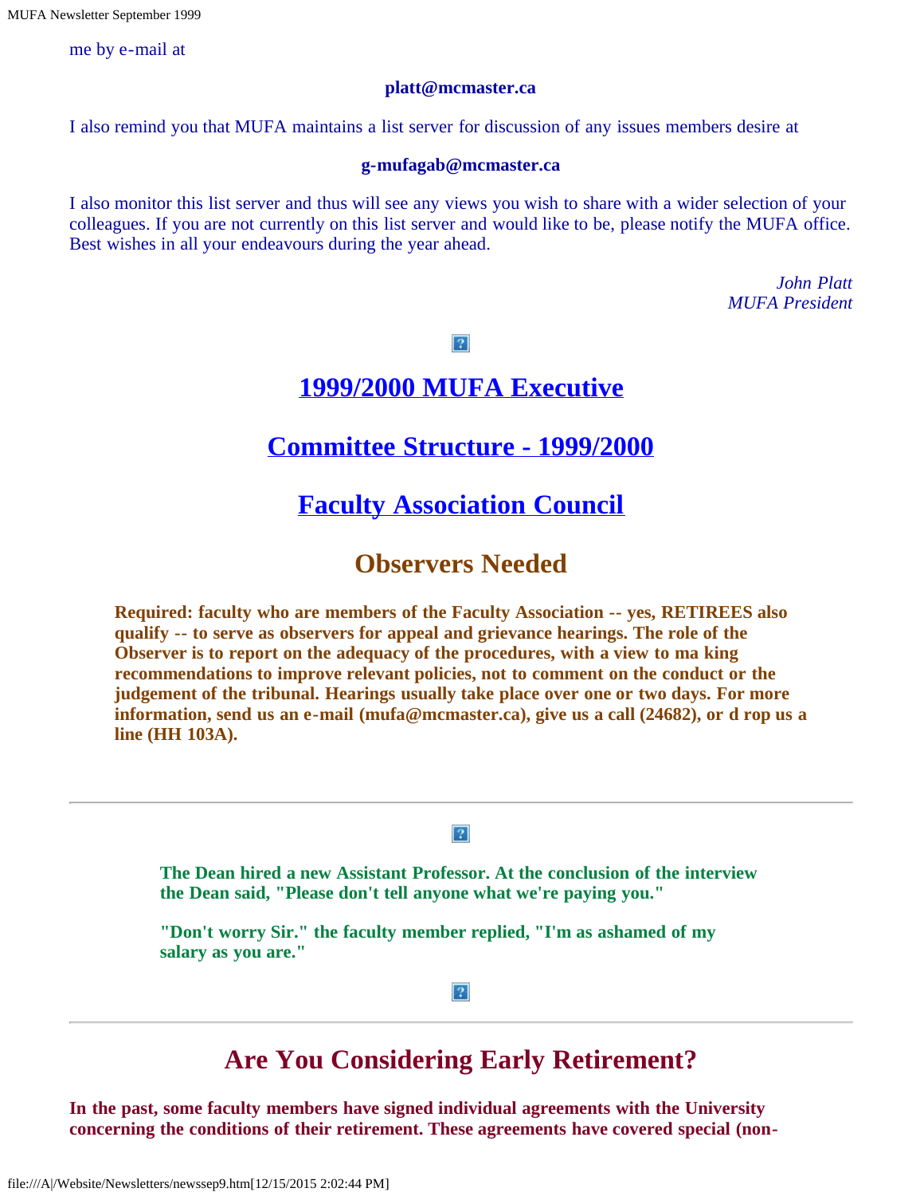me by e-mail at

**platt@mcmaster.ca**

I also remind you that MUFA maintains a list server for discussion of any issues members desire at

**g-mufagab@mcmaster.ca**

I also monitor this list server and thus will see any views you wish to share with a wider selection of your colleagues. If you are not currently on this list server and would like to be, please notify the MUFA office. Best wishes in all your endeavours during the year ahead.

*John Platt*
*MUFA President*

## 1999/2000 MUFA Executive

## Committee Structure - 1999/2000

## Faculty Association Council

## Observers Needed

**Required: faculty who are members of the Faculty Association -- yes, RETIREES also qualify -- to serve as observers for appeal and grievance hearings. The role of the Observer is to report on the adequacy of the procedures, with a view to ma king recommendations to improve relevant policies, not to comment on the conduct or the judgement of the tribunal. Hearings usually take place over one or two days. For more information, send us an e-mail (mufa@mcmaster.ca), give us a call (24682), or d rop us a line (HH 103A).**

---

**The Dean hired a new Assistant Professor. At the conclusion of the interview the Dean said, "Please don't tell anyone what we're paying you."**

**"Don't worry Sir." the faculty member replied, "I'm as ashamed of my salary as you are."**

---

## Are You Considering Early Retirement?

**In the past, some faculty members have signed individual agreements with the University concerning the conditions of their retirement. These agreements have covered special (non-**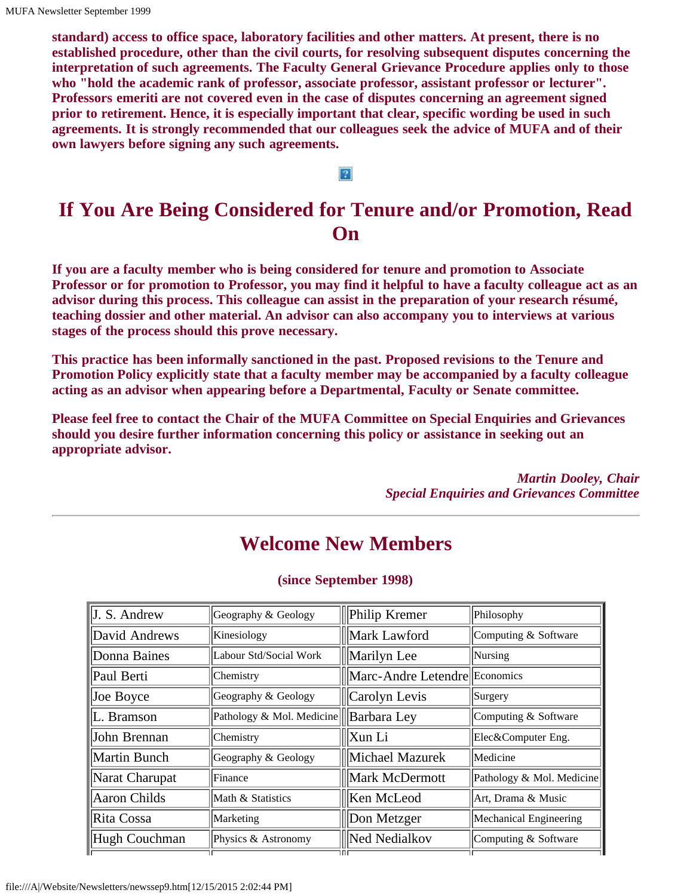**standard) access to office space, laboratory facilities and other matters. At present, there is no established procedure, other than the civil courts, for resolving subsequent disputes concerning the interpretation of such agreements. The Faculty General Grievance Procedure applies only to those who "hold the academic rank of professor, associate professor, assistant professor or lecturer". Professors emeriti are not covered even in the case of disputes concerning an agreement signed prior to retirement. Hence, it is especially important that clear, specific wording be used in such agreements. It is strongly recommended that our colleagues seek the advice of MUFA and of their own lawyers before signing any such agreements.**

## If You Are Being Considered for Tenure and/or Promotion, Read On

**If you are a faculty member who is being considered for tenure and promotion to Associate Professor or for promotion to Professor, you may find it helpful to have a faculty colleague act as an advisor during this process. This colleague can assist in the preparation of your research résumé, teaching dossier and other material. An advisor can also accompany you to interviews at various stages of the process should this prove necessary.**

**This practice has been informally sanctioned in the past. Proposed revisions to the Tenure and Promotion Policy explicitly state that a faculty member may be accompanied by a faculty colleague acting as an advisor when appearing before a Departmental, Faculty or Senate committee.**

**Please feel free to contact the Chair of the MUFA Committee on Special Enquiries and Grievances should you desire further information concerning this policy or assistance in seeking out an appropriate advisor.**

*Martin Dooley, Chair*
*Special Enquiries and Grievances Committee*

---

## Welcome New Members

**(since September 1998)**

| Name | Department | Name | Department |
|---|---|---|---|
| J. S. Andrew | Geography & Geology | Philip Kremer | Philosophy |
| David Andrews | Kinesiology | Mark Lawford | Computing & Software |
| Donna Baines | Labour Std/Social Work | Marilyn Lee | Nursing |
| Paul Berti | Chemistry | Marc-Andre Letendre | Economics |
| Joe Boyce | Geography & Geology | Carolyn Levis | Surgery |
| L. Bramson | Pathology & Mol. Medicine | Barbara Ley | Computing & Software |
| John Brennan | Chemistry | Xun Li | Elec&Computer Eng. |
| Martin Bunch | Geography & Geology | Michael Mazurek | Medicine |
| Narat Charupat | Finance | Mark McDermott | Pathology & Mol. Medicine |
| Aaron Childs | Math & Statistics | Ken McLeod | Art, Drama & Music |
| Rita Cossa | Marketing | Don Metzger | Mechanical Engineering |
| Hugh Couchman | Physics & Astronomy | Ned Nedialkov | Computing & Software |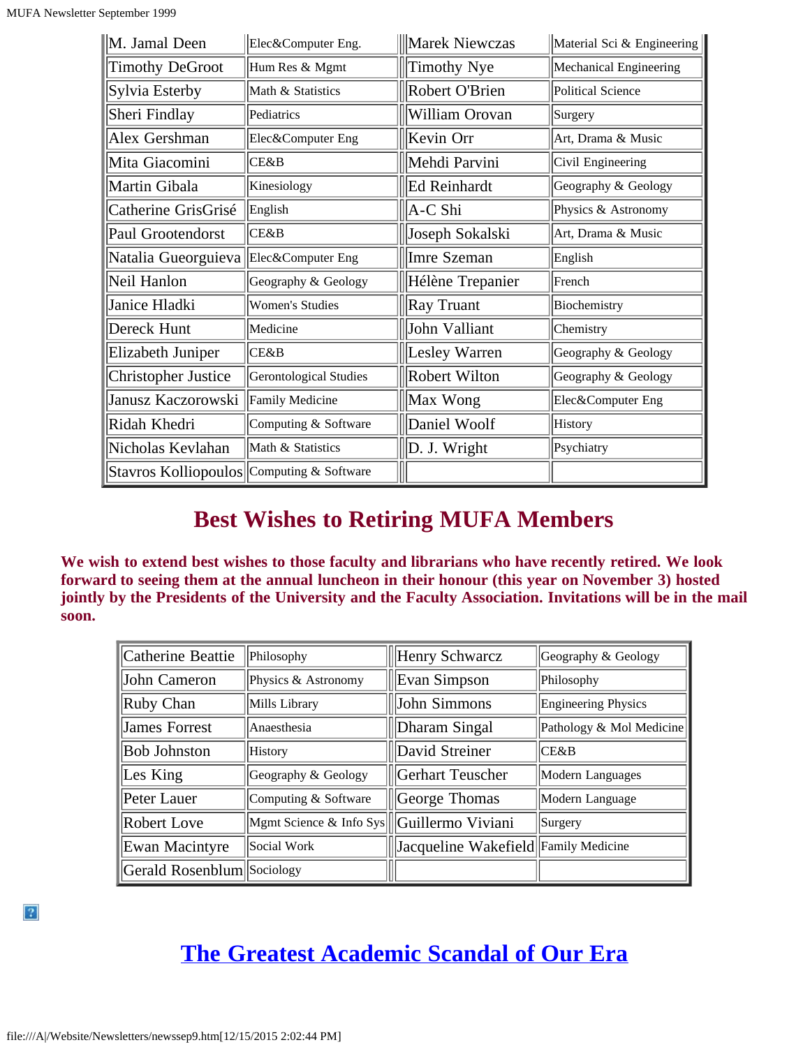| | | | |
|---|---|---|---|
| M. Jamal Deen | Elec&Computer Eng. | Marek Niewczas | Material Sci & Engineering |
| Timothy DeGroot | Hum Res & Mgmt | Timothy Nye | Mechanical Engineering |
| Sylvia Esterby | Math & Statistics | Robert O'Brien | Political Science |
| Sheri Findlay | Pediatrics | William Orovan | Surgery |
| Alex Gershman | Elec&Computer Eng | Kevin Orr | Art, Drama & Music |
| Mita Giacomini | CE&B | Mehdi Parvini | Civil Engineering |
| Martin Gibala | Kinesiology | Ed Reinhardt | Geography & Geology |
| Catherine GrisGrisé | English | A-C Shi | Physics & Astronomy |
| Paul Grootendorst | CE&B | Joseph Sokalski | Art, Drama & Music |
| Natalia Gueorguieva | Elec&Computer Eng | Imre Szeman | English |
| Neil Hanlon | Geography & Geology | Hélène Trepanier | French |
| Janice Hladki | Women's Studies | Ray Truant | Biochemistry |
| Dereck Hunt | Medicine | John Valliant | Chemistry |
| Elizabeth Juniper | CE&B | Lesley Warren | Geography & Geology |
| Christopher Justice | Gerontological Studies | Robert Wilton | Geography & Geology |
| Janusz Kaczorowski | Family Medicine | Max Wong | Elec&Computer Eng |
| Ridah Khedri | Computing & Software | Daniel Woolf | History |
| Nicholas Kevlahan | Math & Statistics | D. J. Wright | Psychiatry |
| Stavros Kolliopoulos | Computing & Software | | |

## Best Wishes to Retiring MUFA Members

**We wish to extend best wishes to those faculty and librarians who have recently retired. We look forward to seeing them at the annual luncheon in their honour (this year on November 3) hosted jointly by the Presidents of the University and the Faculty Association. Invitations will be in the mail soon.**

| | | | |
|---|---|---|---|
| Catherine Beattie | Philosophy | Henry Schwarcz | Geography & Geology |
| John Cameron | Physics & Astronomy | Evan Simpson | Philosophy |
| Ruby Chan | Mills Library | John Simmons | Engineering Physics |
| James Forrest | Anaesthesia | Dharam Singal | Pathology & Mol Medicine |
| Bob Johnston | History | David Streiner | CE&B |
| Les King | Geography & Geology | Gerhart Teuscher | Modern Languages |
| Peter Lauer | Computing & Software | George Thomas | Modern Language |
| Robert Love | Mgmt Science & Info Sys | Guillermo Viviani | Surgery |
| Ewan Macintyre | Social Work | Jacqueline Wakefield | Family Medicine |
| Gerald Rosenblum | Sociology | | |

## The Greatest Academic Scandal of Our Era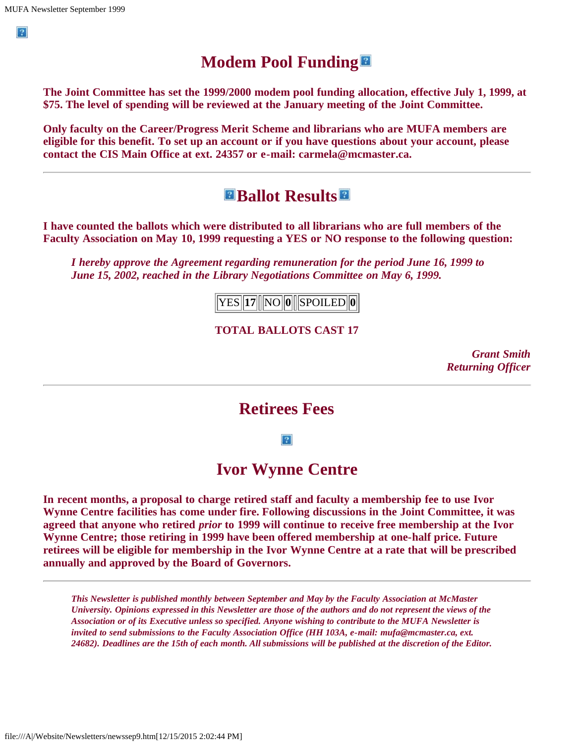# Modem Pool Funding

**The Joint Committee has set the 1999/2000 modem pool funding allocation, effective July 1, 1999, at $75. The level of spending will be reviewed at the January meeting of the Joint Committee.**

**Only faculty on the Career/Progress Merit Scheme and librarians who are MUFA members are eligible for this benefit. To set up an account or if you have questions about your account, please contact the CIS Main Office at ext. 24357 or e-mail: carmela@mcmaster.ca.**

---

# Ballot Results

**I have counted the ballots which were distributed to all librarians who are full members of the Faculty Association on May 10, 1999 requesting a YES or NO response to the following question:**

> ***I hereby approve the Agreement regarding remuneration for the period June 16, 1999 to June 15, 2002, reached in the Library Negotiations Committee on May 6, 1999.***

| | | | | | |
|---|---|---|---|---|---|
| YES | **17** | NO | **0** | SPOILED | **0** |

**TOTAL BALLOTS CAST 17**

***Grant Smith***
***Returning Officer***

---

# Retirees Fees

# Ivor Wynne Centre

**In recent months, a proposal to charge retired staff and faculty a membership fee to use Ivor Wynne Centre facilities has come under fire. Following discussions in the Joint Committee, it was agreed that anyone who retired *prior* to 1999 will continue to receive free membership at the Ivor Wynne Centre; those retiring in 1999 have been offered membership at one-half price. Future retirees will be eligible for membership in the Ivor Wynne Centre at a rate that will be prescribed annually and approved by the Board of Governors.**

---

***This Newsletter is published monthly between September and May by the Faculty Association at McMaster University. Opinions expressed in this Newsletter are those of the authors and do not represent the views of the Association or of its Executive unless so specified. Anyone wishing to contribute to the MUFA Newsletter is invited to send submissions to the Faculty Association Office (HH 103A, e-mail: mufa@mcmaster.ca, ext. 24682). Deadlines are the 15th of each month. All submissions will be published at the discretion of the Editor.***